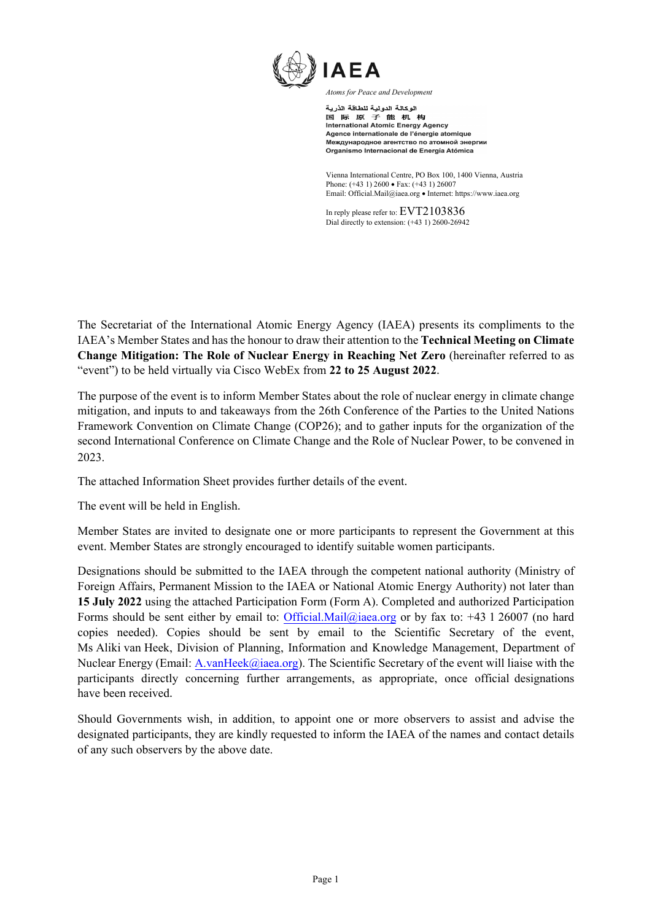IAEA

*Atoms for Peace and Development*

الوكالة الدولية للطاقة الذرية
国 际 原 子 能 机 构
International Atomic Energy Agency
Agence internationale de l'énergie atomique
Международное агентство по атомной энергии
Organismo Internacional de Energía Atómica

Vienna International Centre, PO Box 100, 1400 Vienna, Austria
Phone: (+43 1) 2600 • Fax: (+43 1) 26007
Email: Official.Mail@iaea.org • Internet: https://www.iaea.org

In reply please refer to: EVT2103836
Dial directly to extension: (+43 1) 2600-26942

The Secretariat of the International Atomic Energy Agency (IAEA) presents its compliments to the IAEA's Member States and has the honour to draw their attention to the **Technical Meeting on Climate Change Mitigation: The Role of Nuclear Energy in Reaching Net Zero** (hereinafter referred to as "event") to be held virtually via Cisco WebEx from **22 to 25 August 2022**.

The purpose of the event is to inform Member States about the role of nuclear energy in climate change mitigation, and inputs to and takeaways from the 26th Conference of the Parties to the United Nations Framework Convention on Climate Change (COP26); and to gather inputs for the organization of the second International Conference on Climate Change and the Role of Nuclear Power, to be convened in 2023.

The attached Information Sheet provides further details of the event.

The event will be held in English.

Member States are invited to designate one or more participants to represent the Government at this event. Member States are strongly encouraged to identify suitable women participants.

Designations should be submitted to the IAEA through the competent national authority (Ministry of Foreign Affairs, Permanent Mission to the IAEA or National Atomic Energy Authority) not later than **15 July 2022** using the attached Participation Form (Form A). Completed and authorized Participation Forms should be sent either by email to: Official.Mail@iaea.org or by fax to: +43 1 26007 (no hard copies needed). Copies should be sent by email to the Scientific Secretary of the event, Ms Aliki van Heek, Division of Planning, Information and Knowledge Management, Department of Nuclear Energy (Email: A.vanHeek@iaea.org). The Scientific Secretary of the event will liaise with the participants directly concerning further arrangements, as appropriate, once official designations have been received.

Should Governments wish, in addition, to appoint one or more observers to assist and advise the designated participants, they are kindly requested to inform the IAEA of the names and contact details of any such observers by the above date.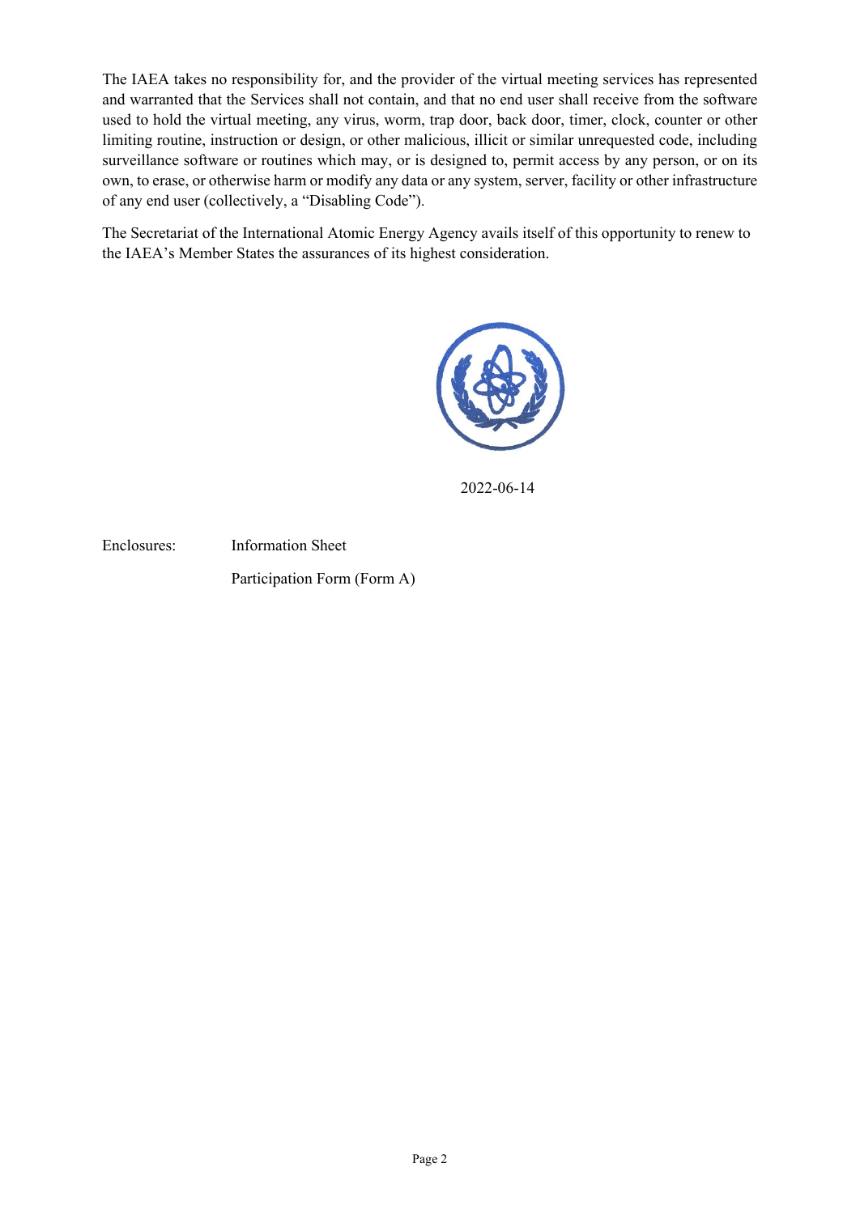The IAEA takes no responsibility for, and the provider of the virtual meeting services has represented and warranted that the Services shall not contain, and that no end user shall receive from the software used to hold the virtual meeting, any virus, worm, trap door, back door, timer, clock, counter or other limiting routine, instruction or design, or other malicious, illicit or similar unrequested code, including surveillance software or routines which may, or is designed to, permit access by any person, or on its own, to erase, or otherwise harm or modify any data or any system, server, facility or other infrastructure of any end user (collectively, a "Disabling Code").

The Secretariat of the International Atomic Energy Agency avails itself of this opportunity to renew to the IAEA's Member States the assurances of its highest consideration.

2022-06-14

Enclosures: Information Sheet

Participation Form (Form A)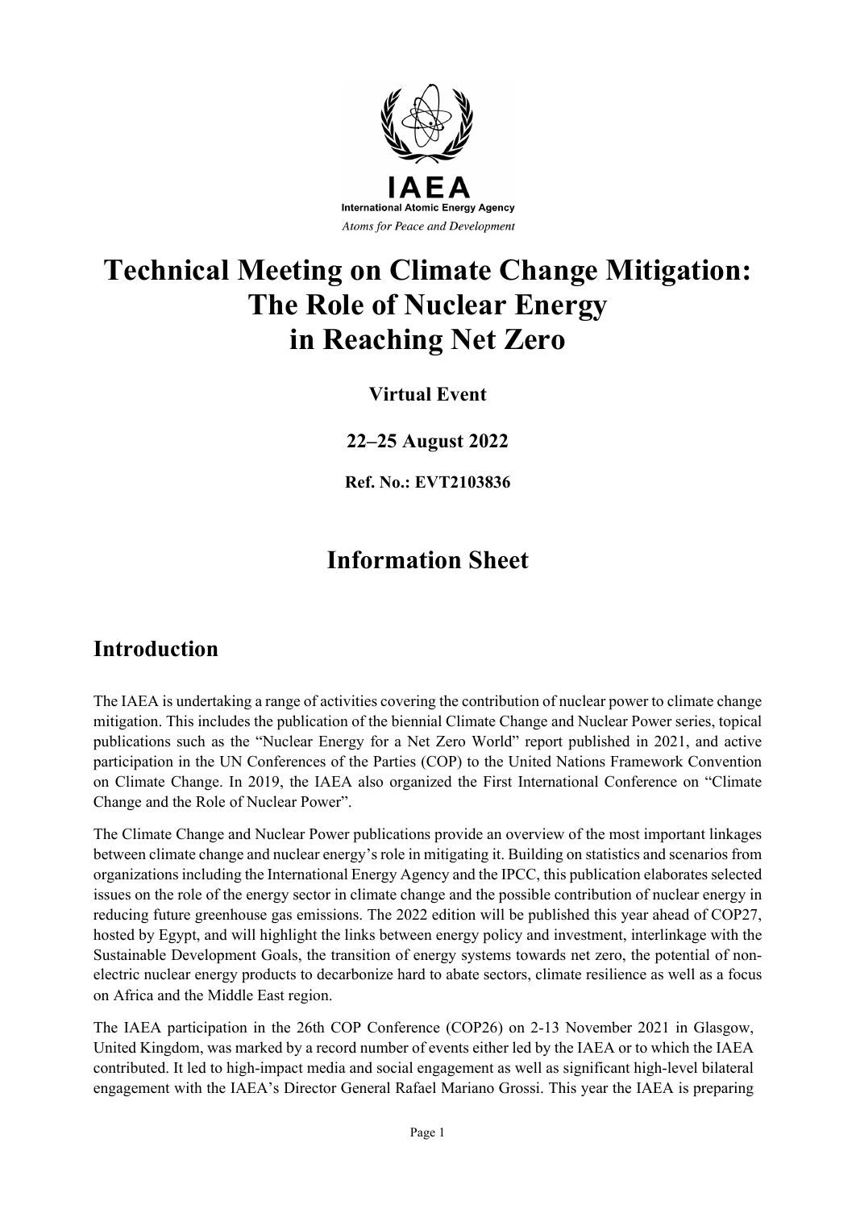IAEA

International Atomic Energy Agency

*Atoms for Peace and Development*

# Technical Meeting on Climate Change Mitigation: The Role of Nuclear Energy in Reaching Net Zero

**Virtual Event**

**22–25 August 2022**

**Ref. No.: EVT2103836**

# Information Sheet

## Introduction

The IAEA is undertaking a range of activities covering the contribution of nuclear power to climate change mitigation. This includes the publication of the biennial Climate Change and Nuclear Power series, topical publications such as the "Nuclear Energy for a Net Zero World" report published in 2021, and active participation in the UN Conferences of the Parties (COP) to the United Nations Framework Convention on Climate Change. In 2019, the IAEA also organized the First International Conference on "Climate Change and the Role of Nuclear Power".

The Climate Change and Nuclear Power publications provide an overview of the most important linkages between climate change and nuclear energy's role in mitigating it. Building on statistics and scenarios from organizations including the International Energy Agency and the IPCC, this publication elaborates selected issues on the role of the energy sector in climate change and the possible contribution of nuclear energy in reducing future greenhouse gas emissions. The 2022 edition will be published this year ahead of COP27, hosted by Egypt, and will highlight the links between energy policy and investment, interlinkage with the Sustainable Development Goals, the transition of energy systems towards net zero, the potential of non-electric nuclear energy products to decarbonize hard to abate sectors, climate resilience as well as a focus on Africa and the Middle East region.

The IAEA participation in the 26th COP Conference (COP26) on 2-13 November 2021 in Glasgow, United Kingdom, was marked by a record number of events either led by the IAEA or to which the IAEA contributed. It led to high-impact media and social engagement as well as significant high-level bilateral engagement with the IAEA's Director General Rafael Mariano Grossi. This year the IAEA is preparing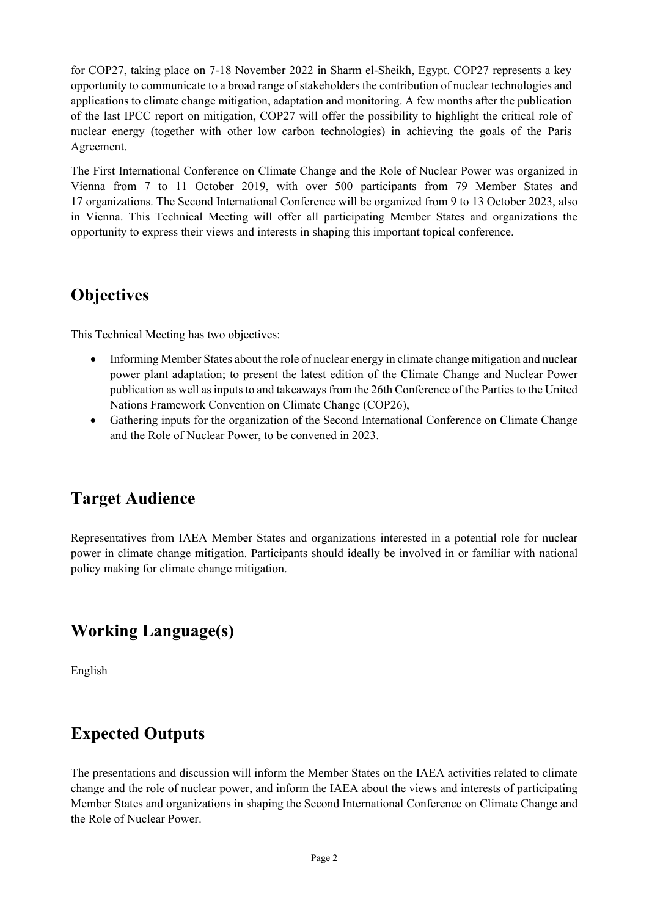for COP27, taking place on 7-18 November 2022 in Sharm el-Sheikh, Egypt. COP27 represents a key opportunity to communicate to a broad range of stakeholders the contribution of nuclear technologies and applications to climate change mitigation, adaptation and monitoring. A few months after the publication of the last IPCC report on mitigation, COP27 will offer the possibility to highlight the critical role of nuclear energy (together with other low carbon technologies) in achieving the goals of the Paris Agreement.

The First International Conference on Climate Change and the Role of Nuclear Power was organized in Vienna from 7 to 11 October 2019, with over 500 participants from 79 Member States and 17 organizations. The Second International Conference will be organized from 9 to 13 October 2023, also in Vienna. This Technical Meeting will offer all participating Member States and organizations the opportunity to express their views and interests in shaping this important topical conference.

## Objectives

This Technical Meeting has two objectives:

- Informing Member States about the role of nuclear energy in climate change mitigation and nuclear power plant adaptation; to present the latest edition of the Climate Change and Nuclear Power publication as well as inputs to and takeaways from the 26th Conference of the Parties to the United Nations Framework Convention on Climate Change (COP26),
- Gathering inputs for the organization of the Second International Conference on Climate Change and the Role of Nuclear Power, to be convened in 2023.

## Target Audience

Representatives from IAEA Member States and organizations interested in a potential role for nuclear power in climate change mitigation. Participants should ideally be involved in or familiar with national policy making for climate change mitigation.

## Working Language(s)

English

## Expected Outputs

The presentations and discussion will inform the Member States on the IAEA activities related to climate change and the role of nuclear power, and inform the IAEA about the views and interests of participating Member States and organizations in shaping the Second International Conference on Climate Change and the Role of Nuclear Power.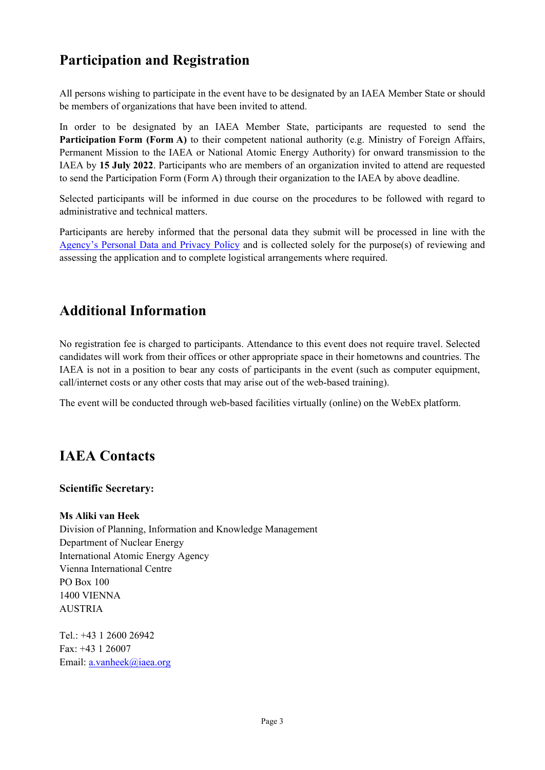## Participation and Registration

All persons wishing to participate in the event have to be designated by an IAEA Member State or should be members of organizations that have been invited to attend.

In order to be designated by an IAEA Member State, participants are requested to send the **Participation Form (Form A)** to their competent national authority (e.g. Ministry of Foreign Affairs, Permanent Mission to the IAEA or National Atomic Energy Authority) for onward transmission to the IAEA by **15 July 2022**. Participants who are members of an organization invited to attend are requested to send the Participation Form (Form A) through their organization to the IAEA by above deadline.

Selected participants will be informed in due course on the procedures to be followed with regard to administrative and technical matters.

Participants are hereby informed that the personal data they submit will be processed in line with the Agency's Personal Data and Privacy Policy and is collected solely for the purpose(s) of reviewing and assessing the application and to complete logistical arrangements where required.

## Additional Information

No registration fee is charged to participants. Attendance to this event does not require travel. Selected candidates will work from their offices or other appropriate space in their hometowns and countries. The IAEA is not in a position to bear any costs of participants in the event (such as computer equipment, call/internet costs or any other costs that may arise out of the web-based training).

The event will be conducted through web-based facilities virtually (online) on the WebEx platform.

## IAEA Contacts

### Scientific Secretary:

**Ms Aliki van Heek**
Division of Planning, Information and Knowledge Management
Department of Nuclear Energy
International Atomic Energy Agency
Vienna International Centre
PO Box 100
1400 VIENNA
AUSTRIA

Tel.: +43 1 2600 26942
Fax: +43 1 26007
Email: a.vanheek@iaea.org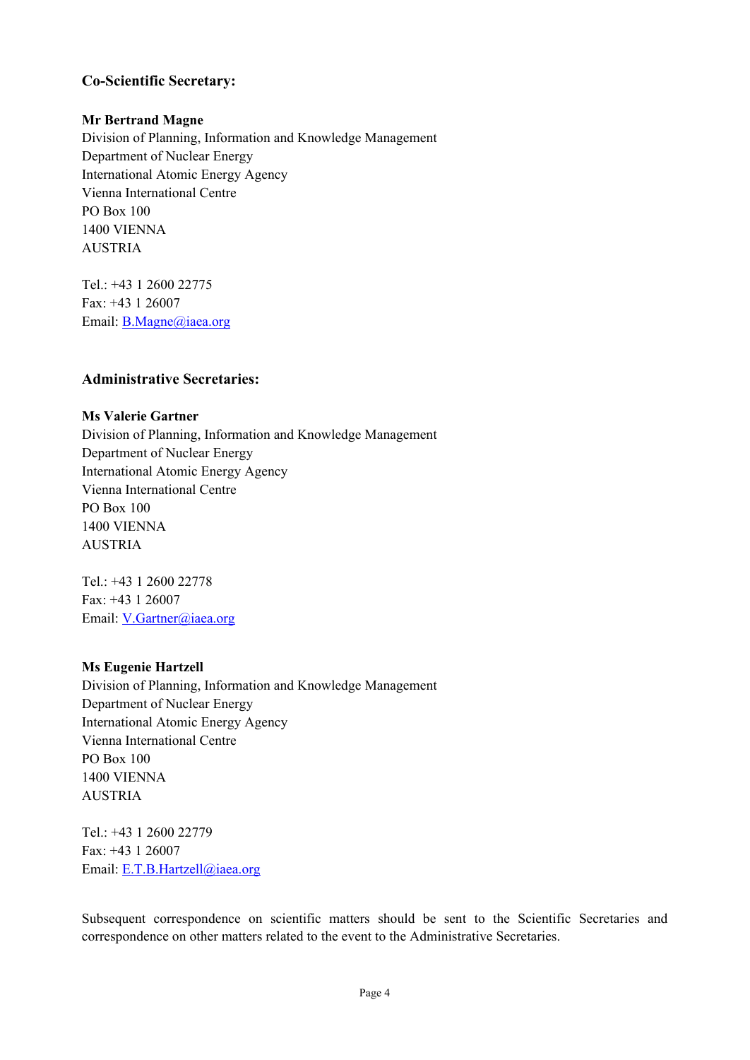### Co-Scientific Secretary:

**Mr Bertrand Magne**
Division of Planning, Information and Knowledge Management
Department of Nuclear Energy
International Atomic Energy Agency
Vienna International Centre
PO Box 100
1400 VIENNA
AUSTRIA

Tel.: +43 1 2600 22775
Fax: +43 1 26007
Email: B.Magne@iaea.org

### Administrative Secretaries:

**Ms Valerie Gartner**
Division of Planning, Information and Knowledge Management
Department of Nuclear Energy
International Atomic Energy Agency
Vienna International Centre
PO Box 100
1400 VIENNA
AUSTRIA

Tel.: +43 1 2600 22778
Fax: +43 1 26007
Email: V.Gartner@iaea.org

**Ms Eugenie Hartzell**
Division of Planning, Information and Knowledge Management
Department of Nuclear Energy
International Atomic Energy Agency
Vienna International Centre
PO Box 100
1400 VIENNA
AUSTRIA

Tel.: +43 1 2600 22779
Fax: +43 1 26007
Email: E.T.B.Hartzell@iaea.org

Subsequent correspondence on scientific matters should be sent to the Scientific Secretaries and correspondence on other matters related to the event to the Administrative Secretaries.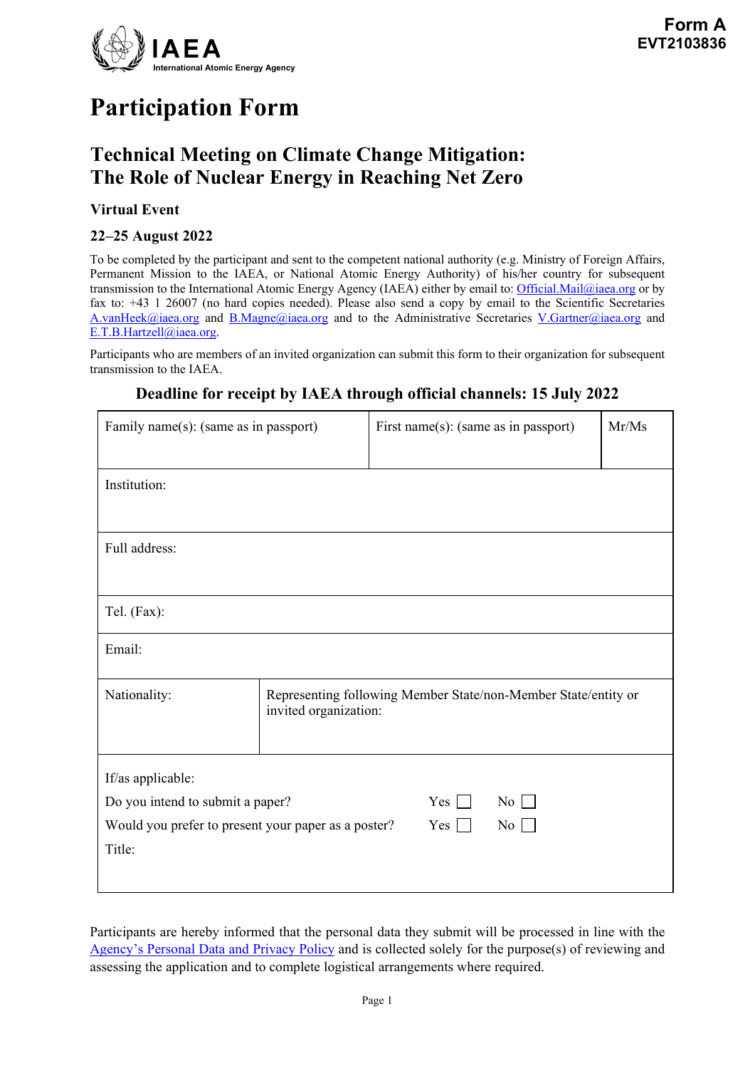IAEA
International Atomic Energy Agency

**Form A**
**EVT2103836**

# Participation Form

## Technical Meeting on Climate Change Mitigation: The Role of Nuclear Energy in Reaching Net Zero

### Virtual Event

### 22–25 August 2022

To be completed by the participant and sent to the competent national authority (e.g. Ministry of Foreign Affairs, Permanent Mission to the IAEA, or National Atomic Energy Authority) of his/her country for subsequent transmission to the International Atomic Energy Agency (IAEA) either by email to: Official.Mail@iaea.org or by fax to: +43 1 26007 (no hard copies needed). Please also send a copy by email to the Scientific Secretaries A.vanHeek@iaea.org and B.Magne@iaea.org and to the Administrative Secretaries V.Gartner@iaea.org and E.T.B.Hartzell@iaea.org.

Participants who are members of an invited organization can submit this form to their organization for subsequent transmission to the IAEA.

**Deadline for receipt by IAEA through official channels: 15 July 2022**

| | | |
|---|---|---|
| Family name(s): (same as in passport) | First name(s): (same as in passport) | Mr/Ms |
| Institution: | | |
| Full address: | | |
| Tel. (Fax): | | |
| Email: | | |
| Nationality: | Representing following Member State/non-Member State/entity or invited organization: | |

If/as applicable:

Do you intend to submit a paper? Yes ☐ No ☐

Would you prefer to present your paper as a poster? Yes ☐ No ☐

Title:

Participants are hereby informed that the personal data they submit will be processed in line with the Agency's Personal Data and Privacy Policy and is collected solely for the purpose(s) of reviewing and assessing the application and to complete logistical arrangements where required.